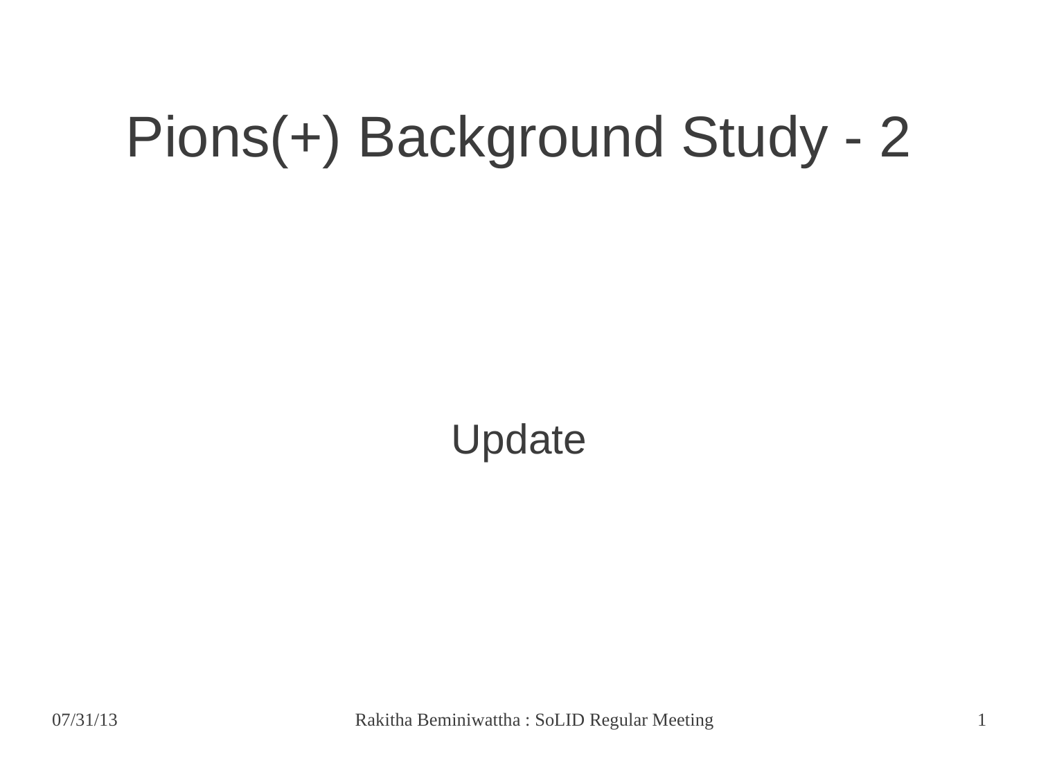# Pions(+) Background Study - 2

Update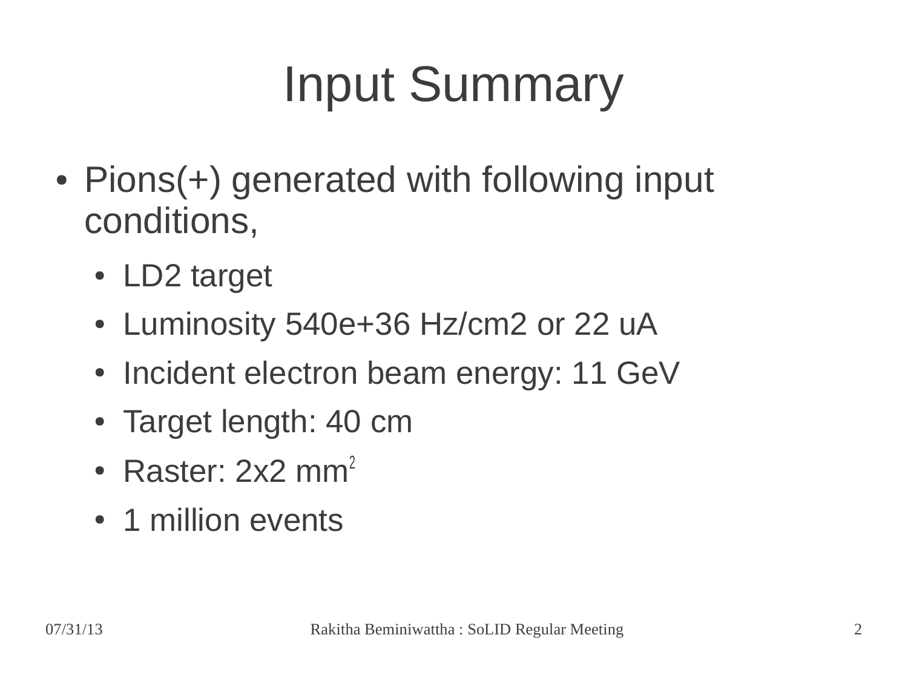# Input Summary

- Pions(+) generated with following input conditions,
  - LD2 target
  - Luminosity 540e+36 Hz/cm2 or 22 uA
  - Incident electron beam energy: 11 GeV
  - Target length: 40 cm
  - Raster: 2x2 $mm^2$
  - 1 million events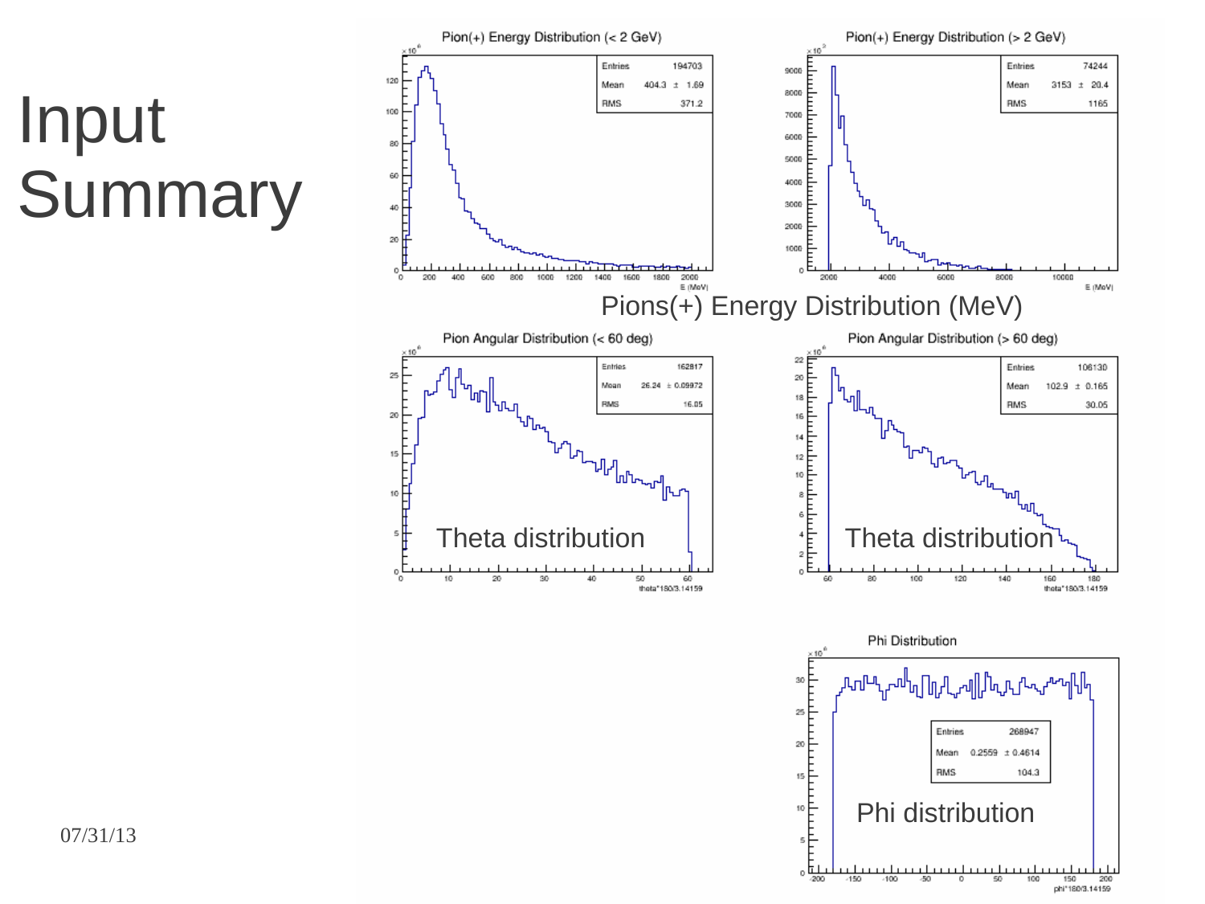# Input Summary

Pion(+) Energy Distribution (< 2 GeV)

| Entries | 194703 |
|---|---|
| Mean | 404.3 ± 1.69 |
| RMS | 371.2 |

Pion(+) Energy Distribution (> 2 GeV)

| Entries | 74244 |
|---|---|
| Mean | 3153 ± 20.4 |
| RMS | 1165 |

Pions(+) Energy Distribution (MeV)

Pion Angular Distribution (< 60 deg)

| Entries | 162817 |
|---|---|
| Mean | 26.24 ± 0.09972 |
| RMS | 16.05 |

Theta distribution

Pion Angular Distribution (> 60 deg)

| Entries | 106130 |
|---|---|
| Mean | 102.9 ± 0.165 |
| RMS | 30.05 |

Theta distribution

Phi Distribution

| Entries | 268947 |
|---|---|
| Mean | 0.2559 ± 0.4614 |
| RMS | 104.3 |

Phi distribution

07/31/13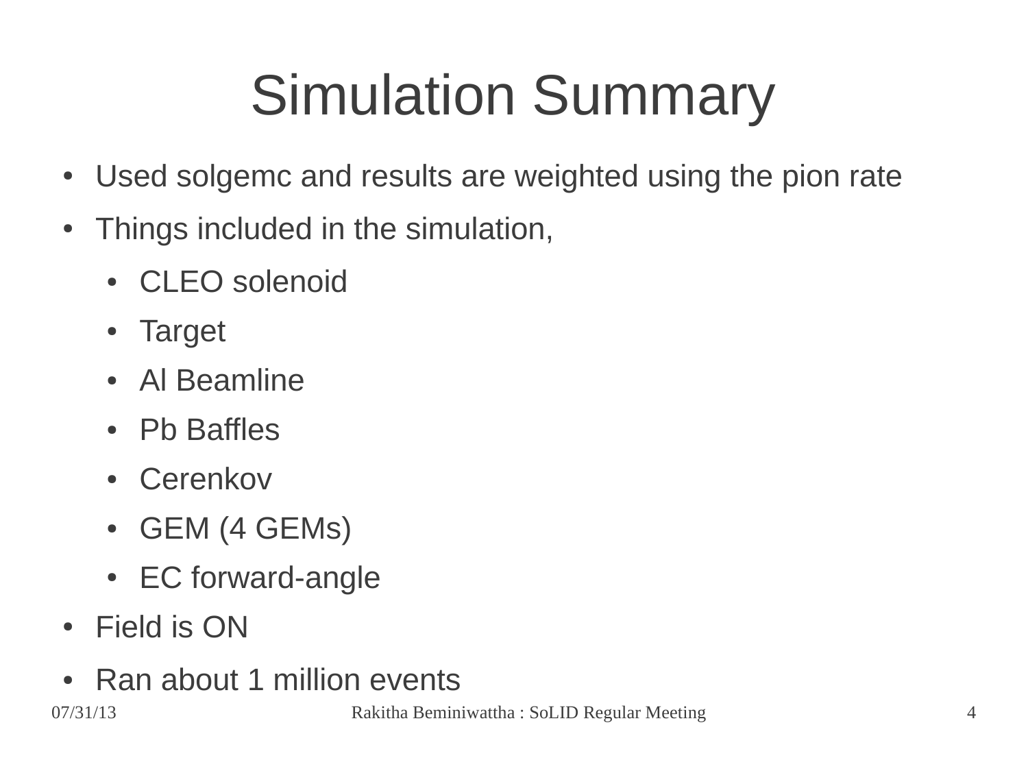# Simulation Summary

- Used solgemc and results are weighted using the pion rate
- Things included in the simulation,
  - CLEO solenoid
  - Target
  - Al Beamline
  - Pb Baffles
  - Cerenkov
  - GEM (4 GEMs)
  - EC forward-angle
- Field is ON
- Ran about 1 million events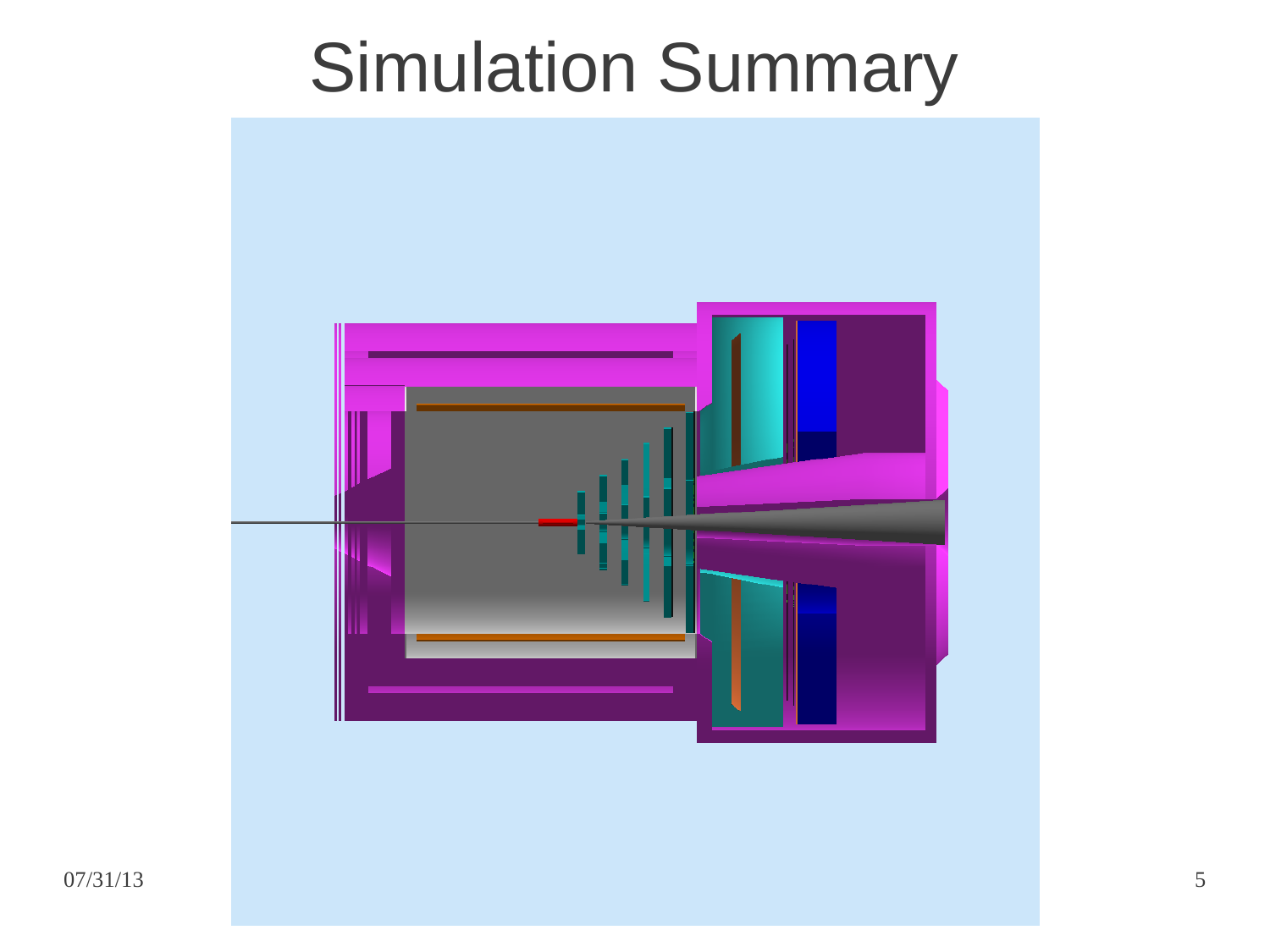# Simulation Summary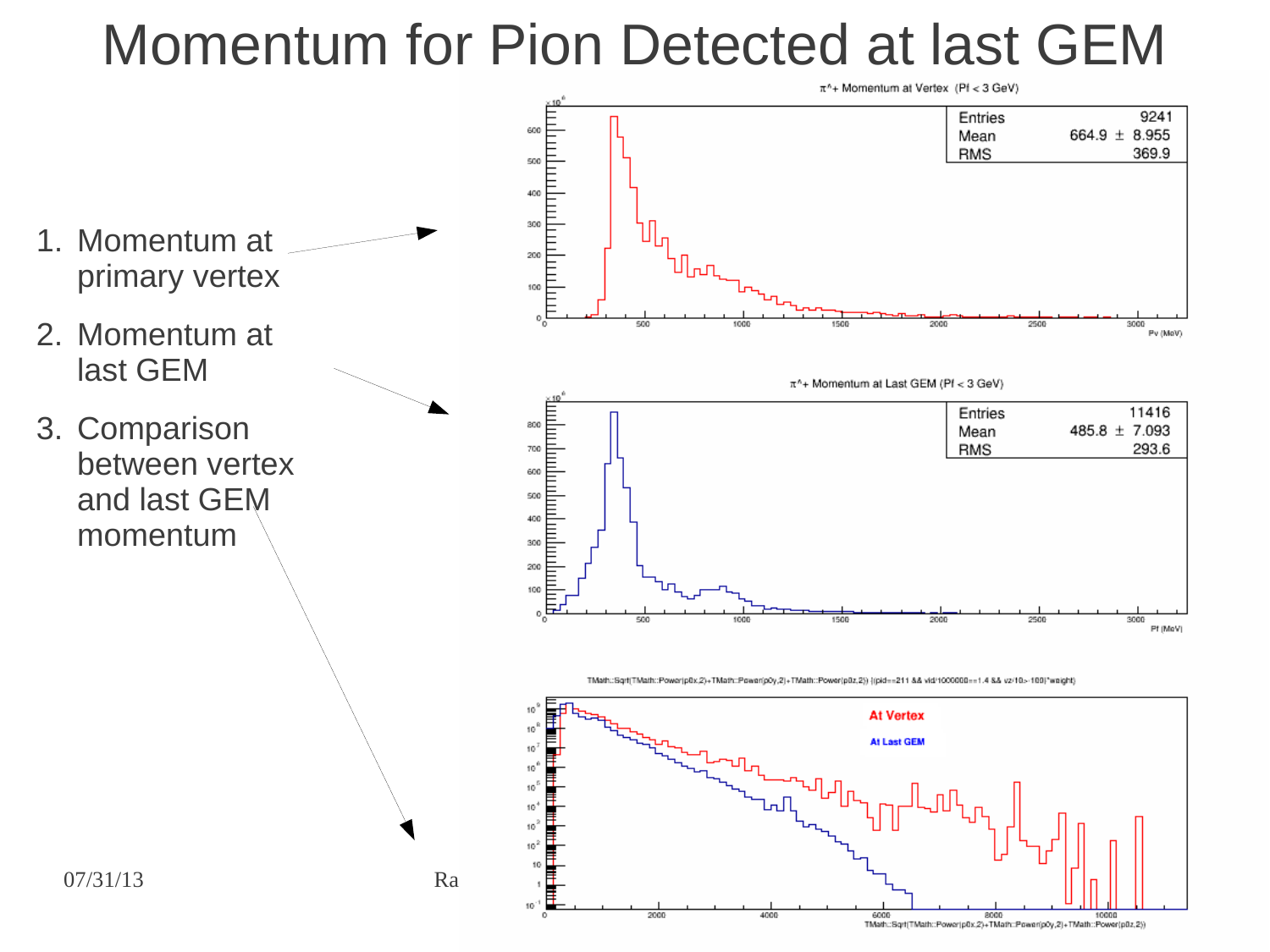# Momentum for Pion Detected at last GEM

1. Momentum at primary vertex
2. Momentum at last GEM
3. Comparison between vertex and last GEM momentum

$\pi^+$ Momentum at Vertex (Pf < 3 GeV)

| Entries | 9241 |
| --- | --- |
| Mean | 664.9 ± 8.955 |
| RMS | 369.9 |

$\pi^+$ Momentum at Last GEM (Pf < 3 GeV)

| Entries | 11416 |
| --- | --- |
| Mean | 485.8 ± 7.093 |
| RMS | 293.6 |

TMath::Sqrt(TMath::Power(p0x,2)+TMath::Power(p0y,2)+TMath::Power(p0z,2)) {(pid==211 && vid/1000000==1.4 && vz/10>-100)*weight}

At Vertex

At Last GEM

07/31/13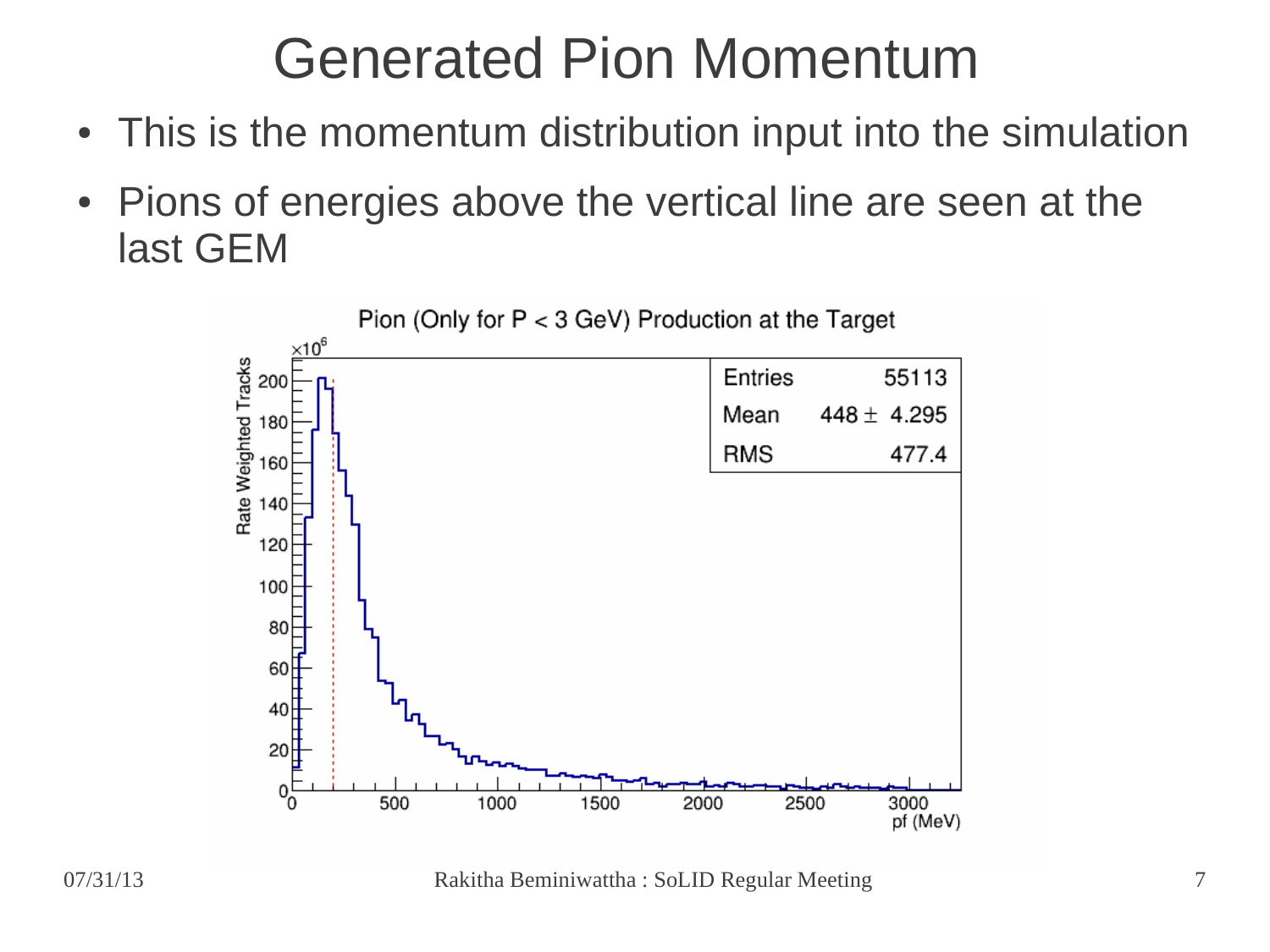# Generated Pion Momentum

- This is the momentum distribution input into the simulation
- Pions of energies above the vertical line are seen at the last GEM

Pion (Only for P < 3 GeV) Production at the Target

| Entries | 55113 |
|---|---|
| Mean | $448 \pm 4.295$ |
| RMS | 477.4 |

Rate Weighted Tracks ($\times 10^6$)

pf (MeV)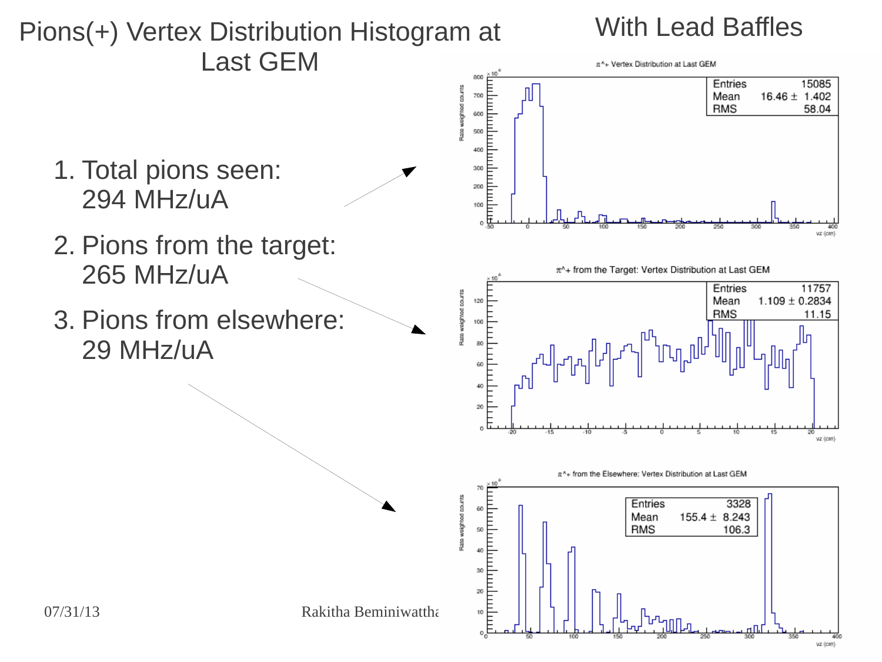# Pions(+) Vertex Distribution Histogram at Last GEM

## With Lead Baffles

1. Total pions seen: 294 MHz/uA
2. Pions from the target: 265 MHz/uA
3. Pions from elsewhere: 29 MHz/uA

π^+ Vertex Distribution at Last GEM

| Entries | 15085 |
|---|---|
| Mean | 16.46 ± 1.402 |
| RMS | 58.04 |

π^+ from the Target: Vertex Distribution at Last GEM

| Entries | 11757 |
|---|---|
| Mean | 1.109 ± 0.2834 |
| RMS | 11.15 |

π^+ from the Elsewhere: Vertex Distribution at Last GEM

| Entries | 3328 |
|---|---|
| Mean | 155.4 ± 8.243 |
| RMS | 106.3 |

07/31/13 Rakitha Beminiwattha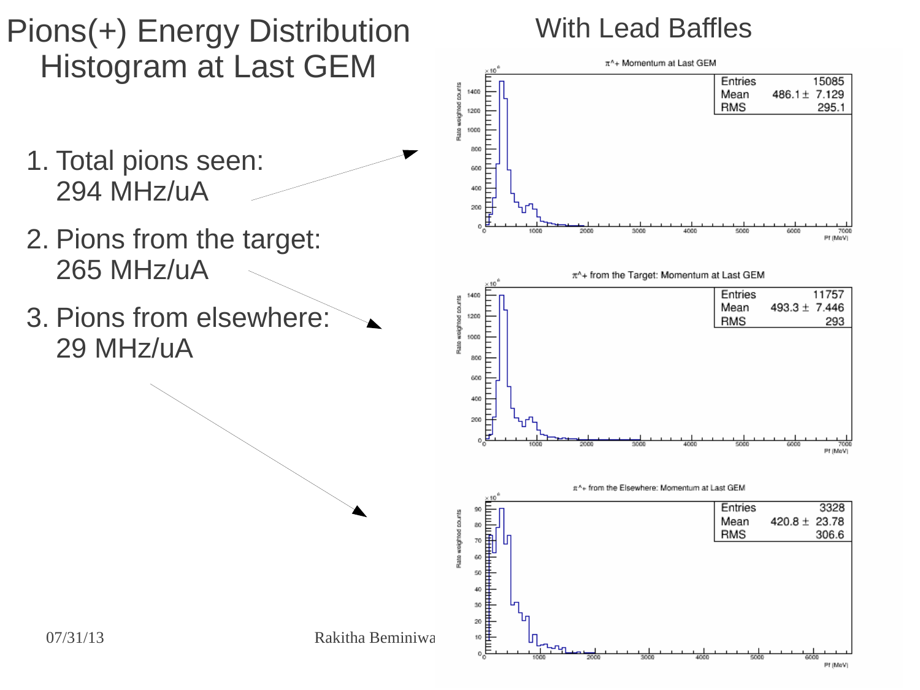# Pions(+) Energy Distribution Histogram at Last GEM

## With Lead Baffles

1. Total pions seen: 294 MHz/uA
2. Pions from the target: 265 MHz/uA
3. Pions from elsewhere: 29 MHz/uA

**π^+ Momentum at Last GEM**

| | |
|---|---|
| Entries | 15085 |
| Mean | 486.1 ± 7.129 |
| RMS | 295.1 |

**π^+ from the Target: Momentum at Last GEM**

| | |
|---|---|
| Entries | 11757 |
| Mean | 493.3 ± 7.446 |
| RMS | 293 |

**π^+ from the Elsewhere: Momentum at Last GEM**

| | |
|---|---|
| Entries | 3328 |
| Mean | 420.8 ± 23.78 |
| RMS | 306.6 |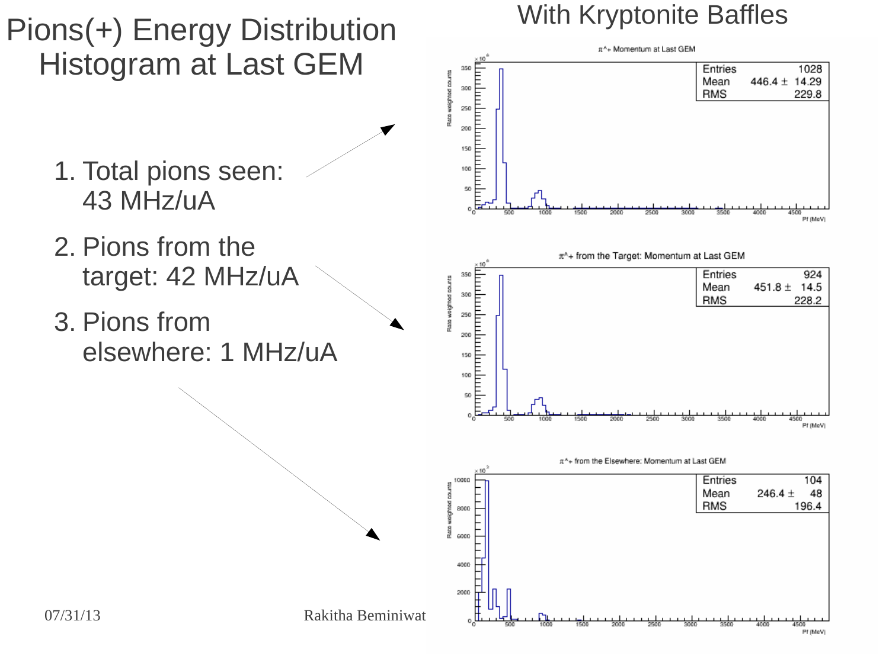# Pions(+) Energy Distribution Histogram at Last GEM

## With Kryptonite Baffles

1. Total pions seen: 43 MHz/uA
2. Pions from the target: 42 MHz/uA
3. Pions from elsewhere: 1 MHz/uA

$\pi$^+ Momentum at Last GEM

| Entries | 1028 |
| --- | --- |
| Mean | 446.4 ± 14.29 |
| RMS | 229.8 |

$\pi$^+ from the Target: Momentum at Last GEM

| Entries | 924 |
| --- | --- |
| Mean | 451.8 ± 14.5 |
| RMS | 228.2 |

$\pi$^+ from the Elsewhere: Momentum at Last GEM

| Entries | 104 |
| --- | --- |
| Mean | 246.4 ± 48 |
| RMS | 196.4 |

07/31/13 Rakitha Beminiwat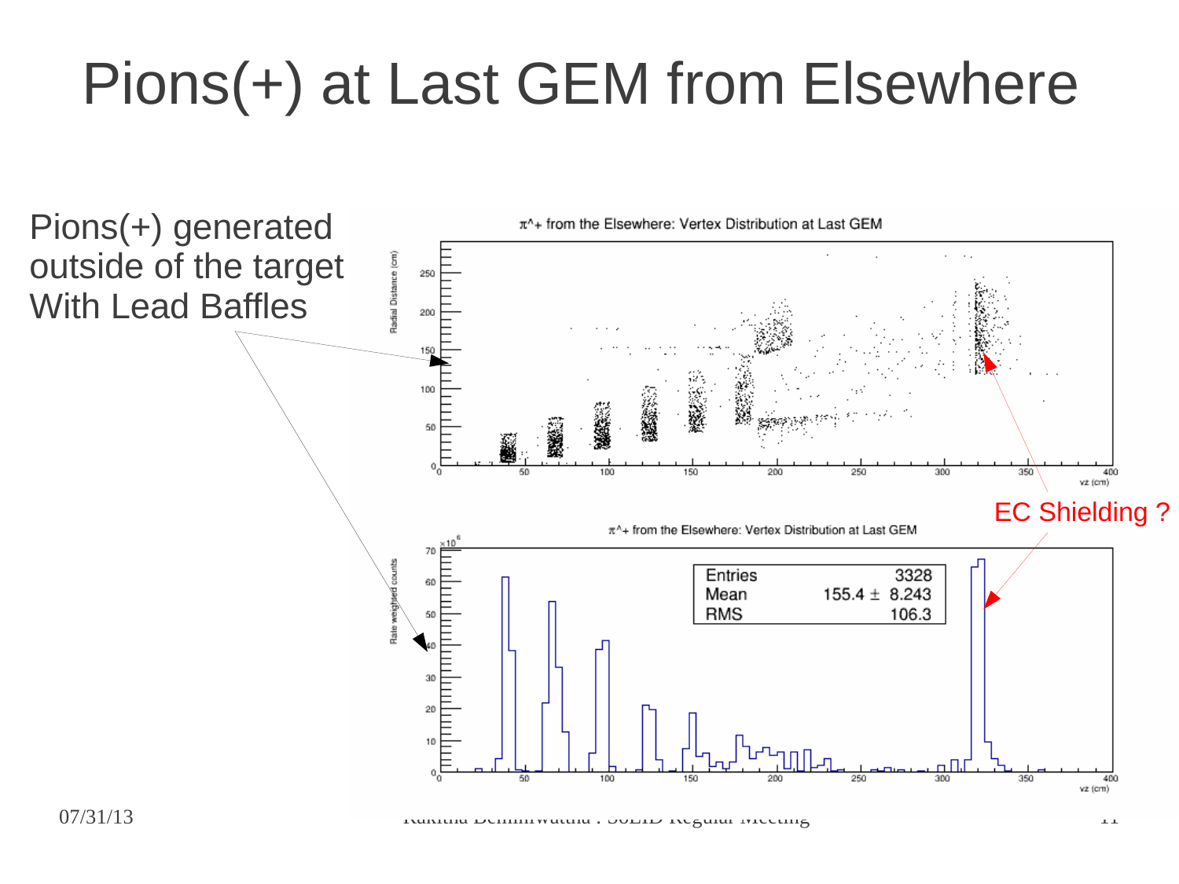# Pions(+) at Last GEM from Elsewhere

Pions(+) generated outside of the target With Lead Baffles

EC Shielding ?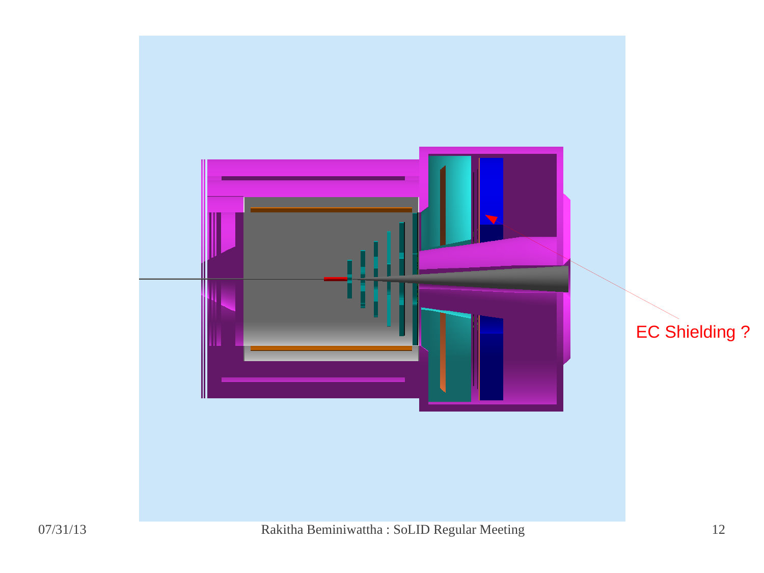EC Shielding ?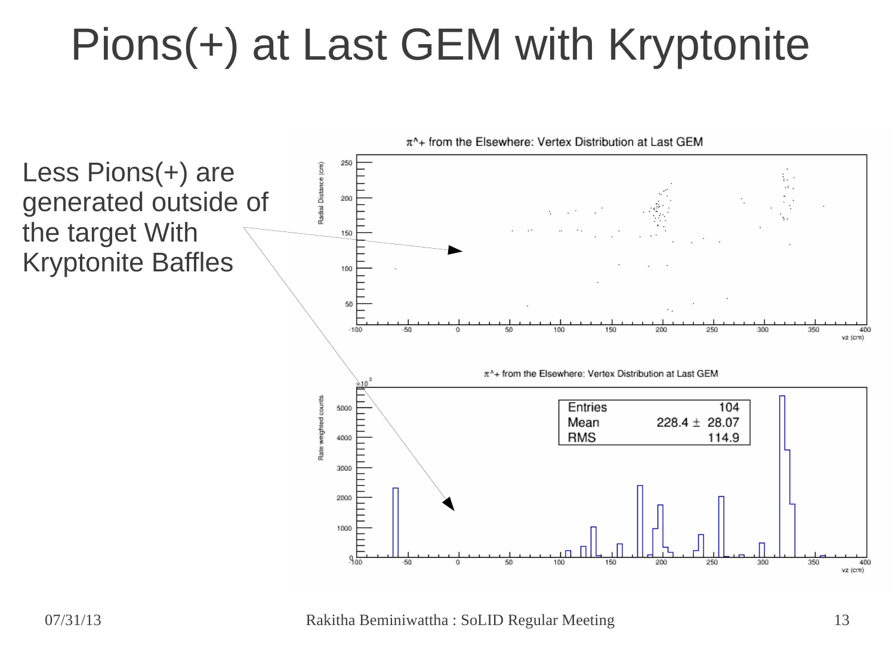# Pions(+) at Last GEM with Kryptonite

Less Pions(+) are generated outside of the target With Kryptonite Baffles

$\pi$^+ from the Elsewhere: Vertex Distribution at Last GEM

$\pi$^+ from the Elsewhere: Vertex Distribution at Last GEM

| | |
|---|---|
| Entries | 104 |
| Mean | 228.4 ± 28.07 |
| RMS | 114.9 |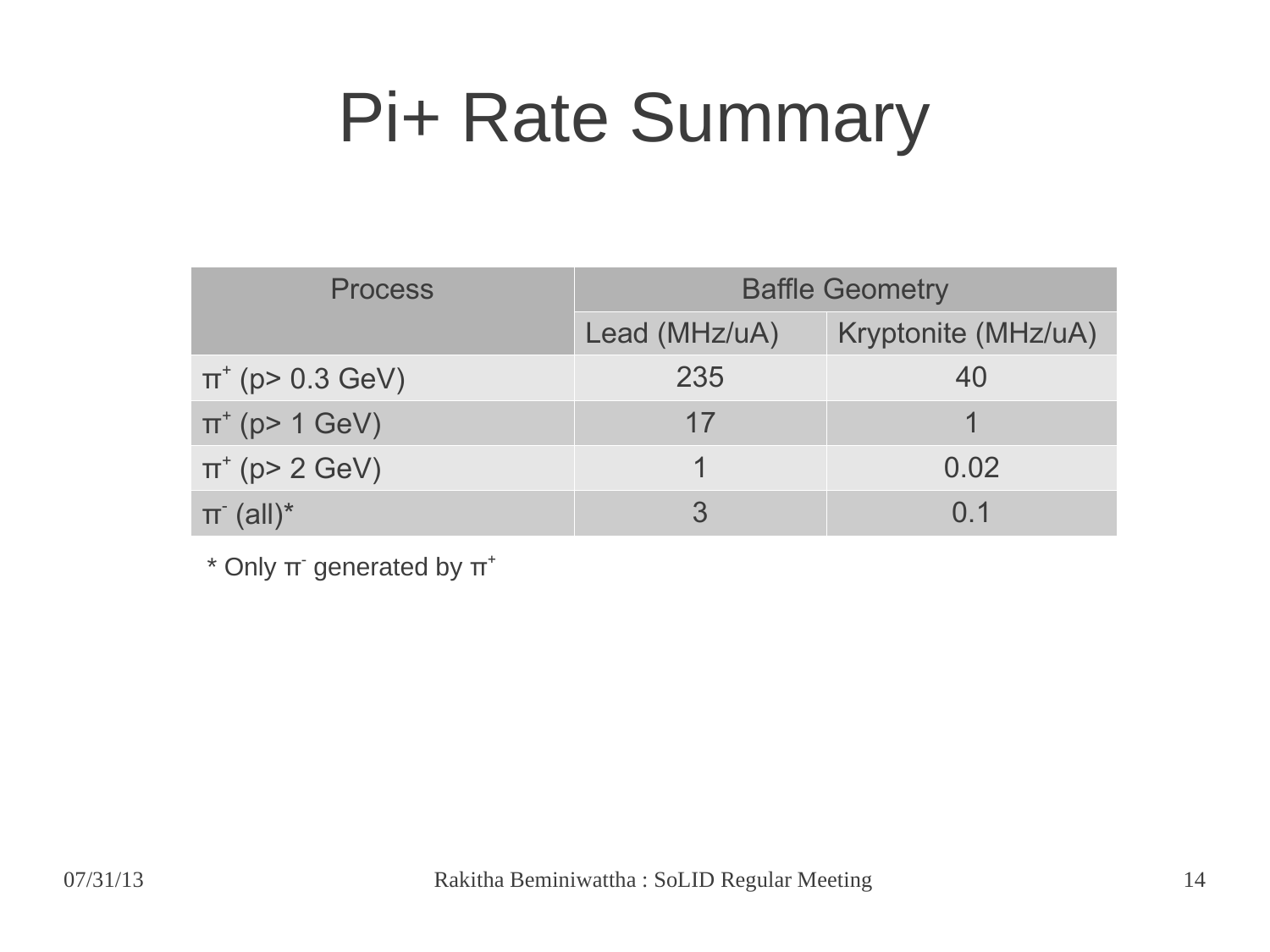# Pi+ Rate Summary

| Process | Baffle Geometry | |
|---|---|---|
| | Lead (MHz/uA) | Kryptonite (MHz/uA) |
| $\pi^+$ (p> 0.3 GeV) | 235 | 40 |
| $\pi^+$ (p> 1 GeV) | 17 | 1 |
| $\pi^+$ (p> 2 GeV) | 1 | 0.02 |
| $\pi^-$ (all)* | 3 | 0.1 |

* Only $\pi^-$ generated by $\pi^+$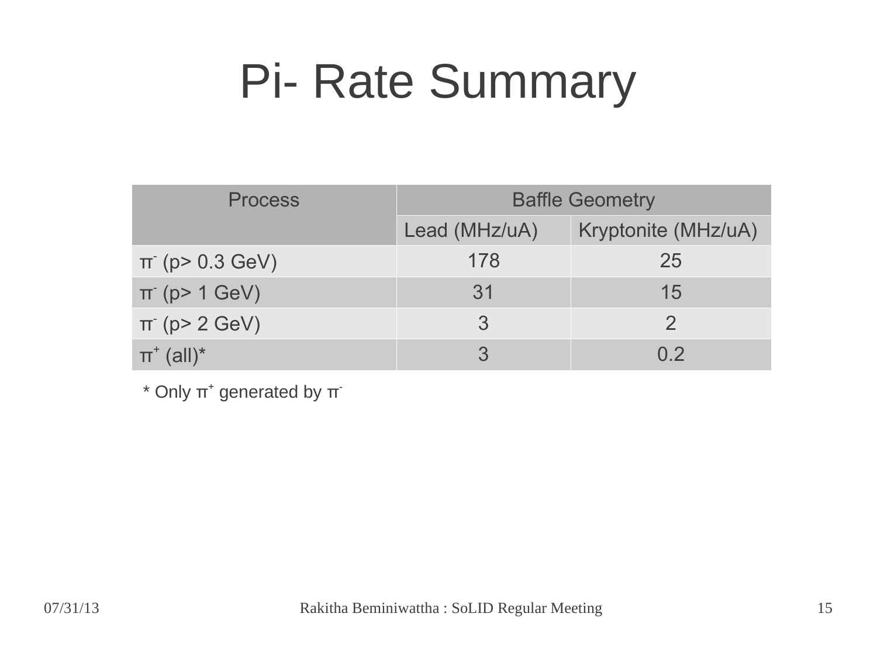# Pi- Rate Summary

| Process | Baffle Geometry | |
|---|---|---|
| | Lead (MHz/uA) | Kryptonite (MHz/uA) |
| $\pi^-$ (p> 0.3 GeV) | 178 | 25 |
| $\pi^-$ (p> 1 GeV) | 31 | 15 |
| $\pi^-$ (p> 2 GeV) | 3 | 2 |
| $\pi^+$ (all)* | 3 | 0.2 |

* Only $\pi^+$ generated by $\pi^-$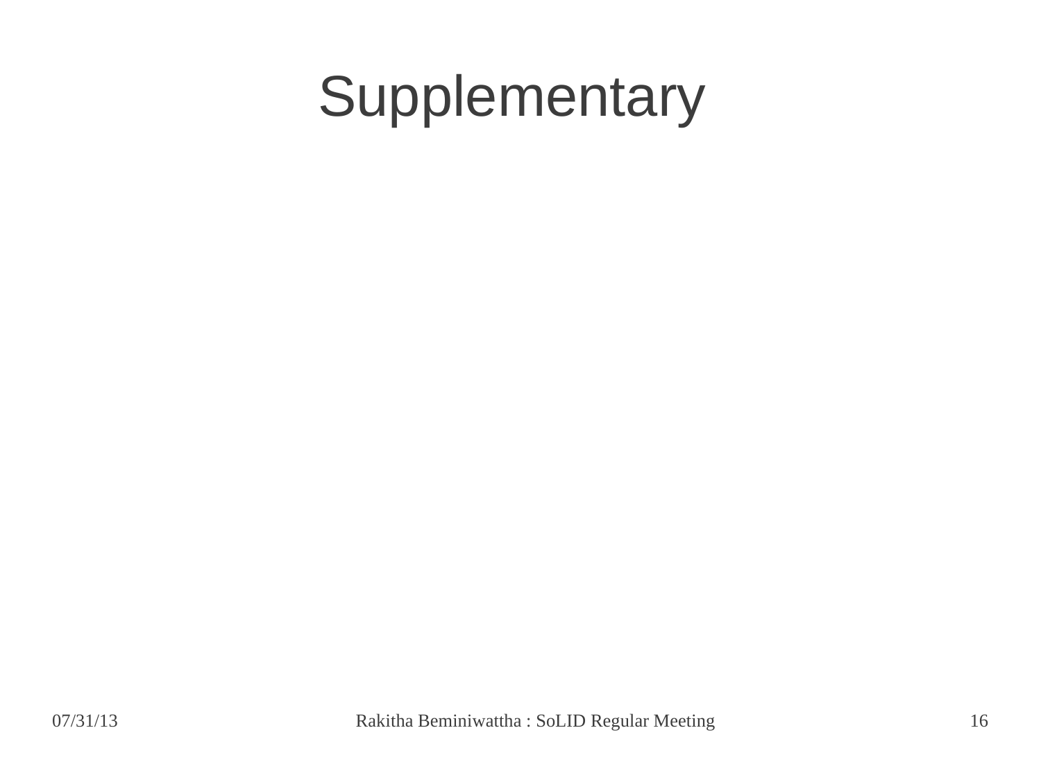# Supplementary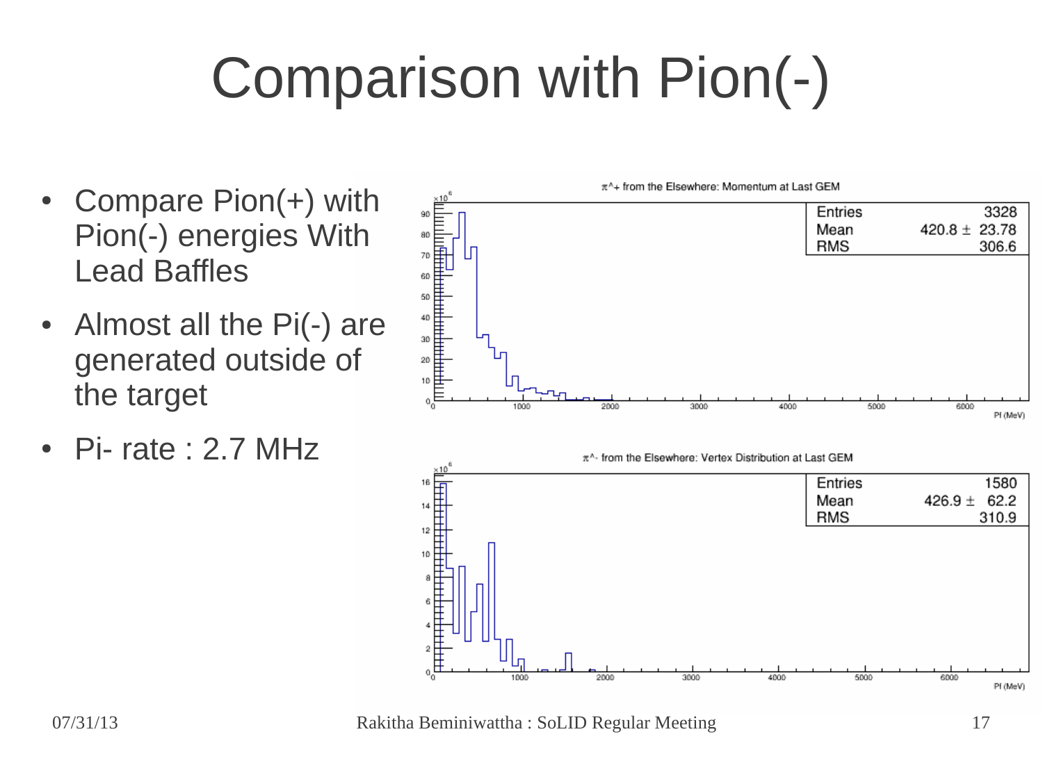# Comparison with Pion(-)

- Compare Pion(+) with Pion(-) energies With Lead Baffles
- Almost all the Pi(-) are generated outside of the target
- Pi- rate : 2.7 MHz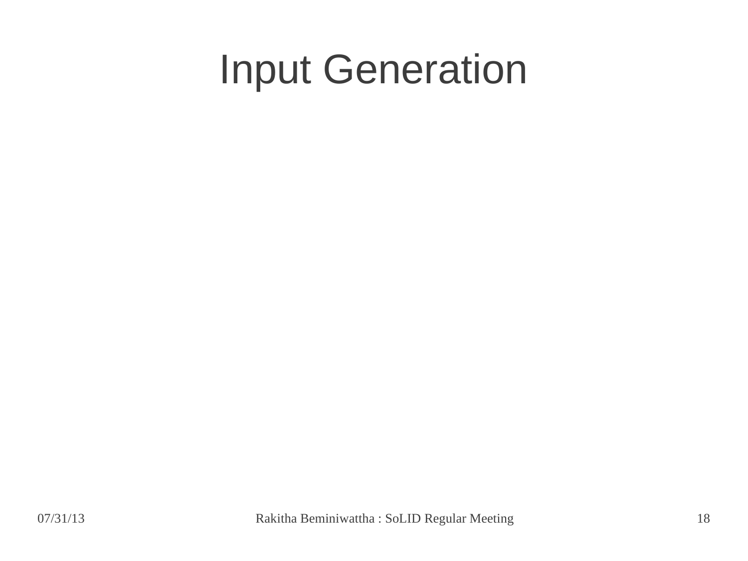# Input Generation